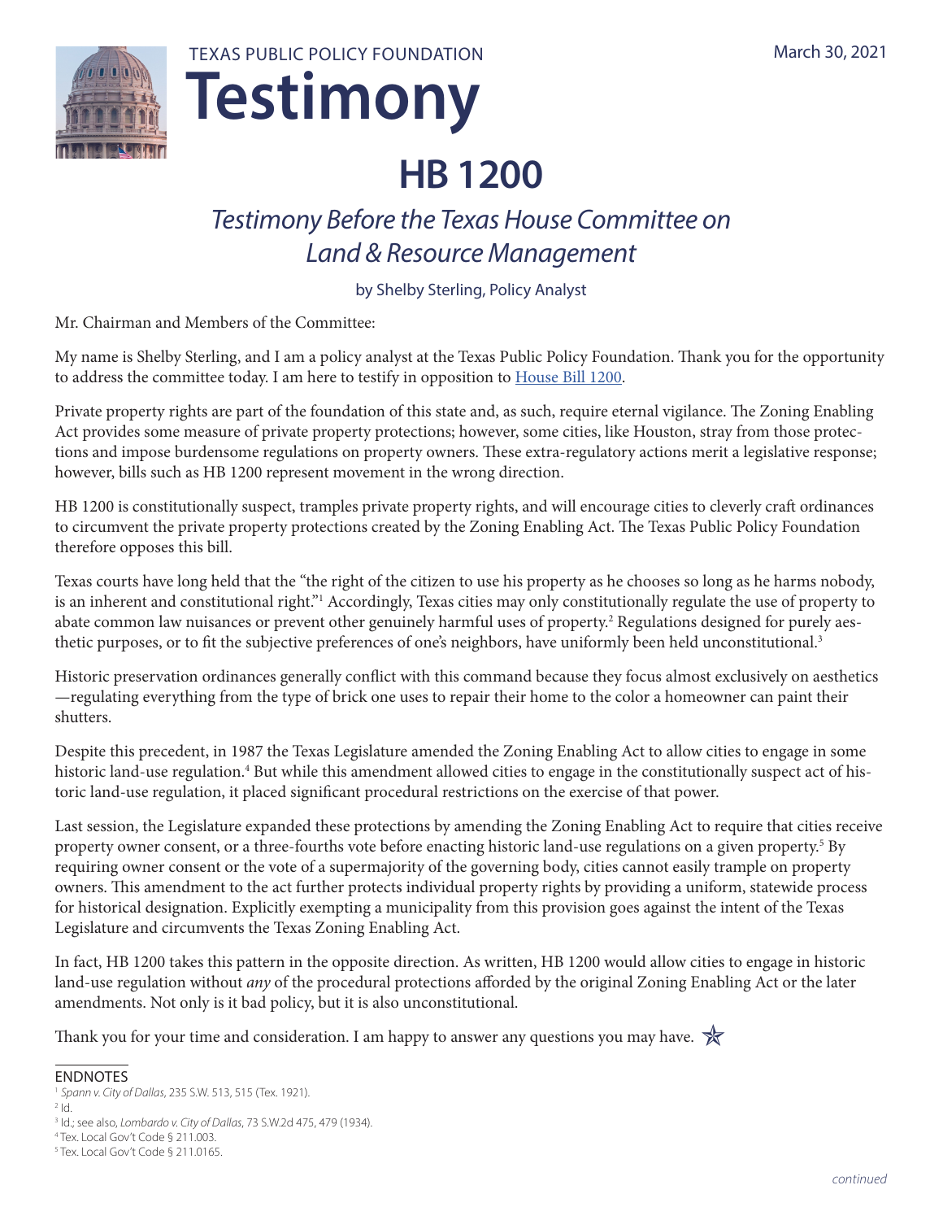TEXAS PUBLIC POLICY FOUNDATION

# Testimony

March 30, 2021

# HB 1200

## *Testimony Before the Texas House Committee on Land & Resource Management*

by Shelby Sterling, Policy Analyst

Mr. Chairman and Members of the Committee:

My name is Shelby Sterling, and I am a policy analyst at the Texas Public Policy Foundation. Thank you for the opportunity to address the committee today. I am here to testify in opposition to House Bill 1200.

Private property rights are part of the foundation of this state and, as such, require eternal vigilance. The Zoning Enabling Act provides some measure of private property protections; however, some cities, like Houston, stray from those protections and impose burdensome regulations on property owners. These extra-regulatory actions merit a legislative response; however, bills such as HB 1200 represent movement in the wrong direction.

HB 1200 is constitutionally suspect, tramples private property rights, and will encourage cities to cleverly craft ordinances to circumvent the private property protections created by the Zoning Enabling Act. The Texas Public Policy Foundation therefore opposes this bill.

Texas courts have long held that the "the right of the citizen to use his property as he chooses so long as he harms nobody, is an inherent and constitutional right."[1] Accordingly, Texas cities may only constitutionally regulate the use of property to abate common law nuisances or prevent other genuinely harmful uses of property.[2] Regulations designed for purely aesthetic purposes, or to fit the subjective preferences of one's neighbors, have uniformly been held unconstitutional.[3]

Historic preservation ordinances generally conflict with this command because they focus almost exclusively on aesthetics —regulating everything from the type of brick one uses to repair their home to the color a homeowner can paint their shutters.

Despite this precedent, in 1987 the Texas Legislature amended the Zoning Enabling Act to allow cities to engage in some historic land-use regulation.[4] But while this amendment allowed cities to engage in the constitutionally suspect act of historic land-use regulation, it placed significant procedural restrictions on the exercise of that power.

Last session, the Legislature expanded these protections by amending the Zoning Enabling Act to require that cities receive property owner consent, or a three-fourths vote before enacting historic land-use regulations on a given property.[5] By requiring owner consent or the vote of a supermajority of the governing body, cities cannot easily trample on property owners. This amendment to the act further protects individual property rights by providing a uniform, statewide process for historical designation. Explicitly exempting a municipality from this provision goes against the intent of the Texas Legislature and circumvents the Texas Zoning Enabling Act.

In fact, HB 1200 takes this pattern in the opposite direction. As written, HB 1200 would allow cities to engage in historic land-use regulation without *any* of the procedural protections afforded by the original Zoning Enabling Act or the later amendments. Not only is it bad policy, but it is also unconstitutional.

Thank you for your time and consideration. I am happy to answer any questions you may have.

ENDNOTES

[1] *Spann v. City of Dallas*, 235 S.W. 513, 515 (Tex. 1921).

[2] Id.

[3] Id.; see also, *Lombardo v. City of Dallas*, 73 S.W.2d 475, 479 (1934).

[4] Tex. Local Gov't Code § 211.003.

[5] Tex. Local Gov't Code § 211.0165.

*continued*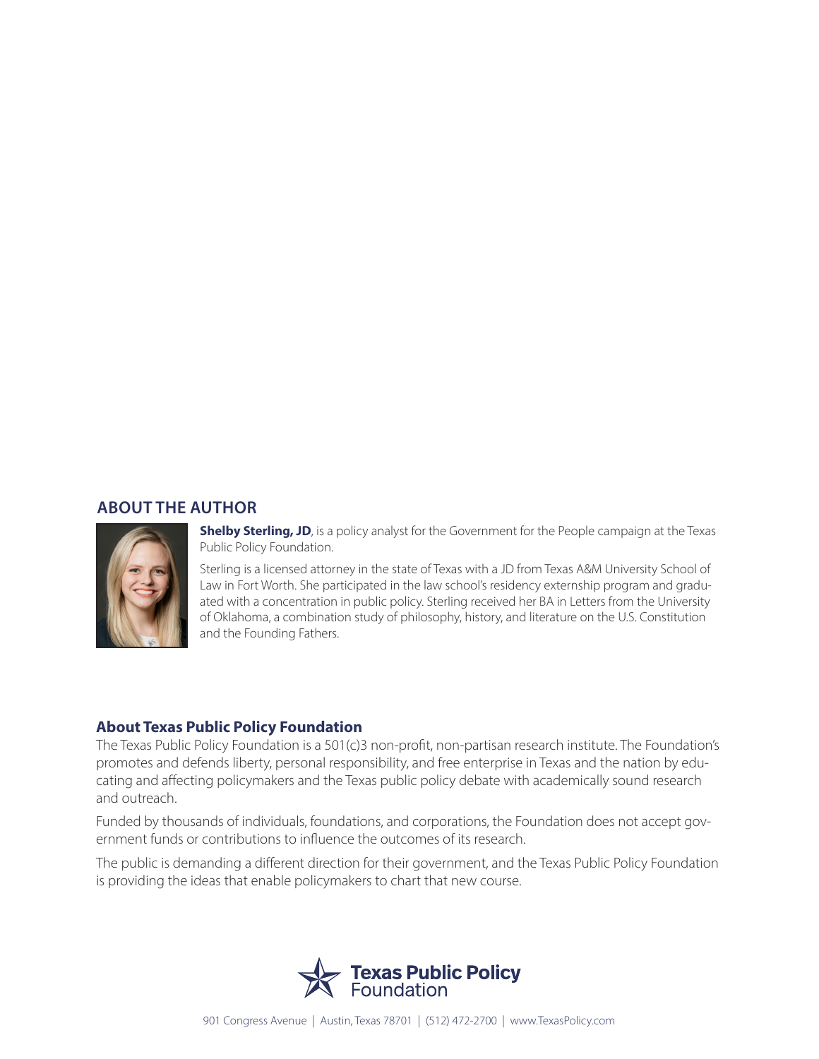## ABOUT THE AUTHOR

**Shelby Sterling, JD**, is a policy analyst for the Government for the People campaign at the Texas Public Policy Foundation.

Sterling is a licensed attorney in the state of Texas with a JD from Texas A&M University School of Law in Fort Worth. She participated in the law school's residency externship program and graduated with a concentration in public policy. Sterling received her BA in Letters from the University of Oklahoma, a combination study of philosophy, history, and literature on the U.S. Constitution and the Founding Fathers.

### About Texas Public Policy Foundation

The Texas Public Policy Foundation is a 501(c)3 non-profit, non-partisan research institute. The Foundation's promotes and defends liberty, personal responsibility, and free enterprise in Texas and the nation by educating and affecting policymakers and the Texas public policy debate with academically sound research and outreach.

Funded by thousands of individuals, foundations, and corporations, the Foundation does not accept government funds or contributions to influence the outcomes of its research.

The public is demanding a different direction for their government, and the Texas Public Policy Foundation is providing the ideas that enable policymakers to chart that new course.

Texas Public Policy Foundation

901 Congress Avenue | Austin, Texas 78701 | (512) 472-2700 | www.TexasPolicy.com